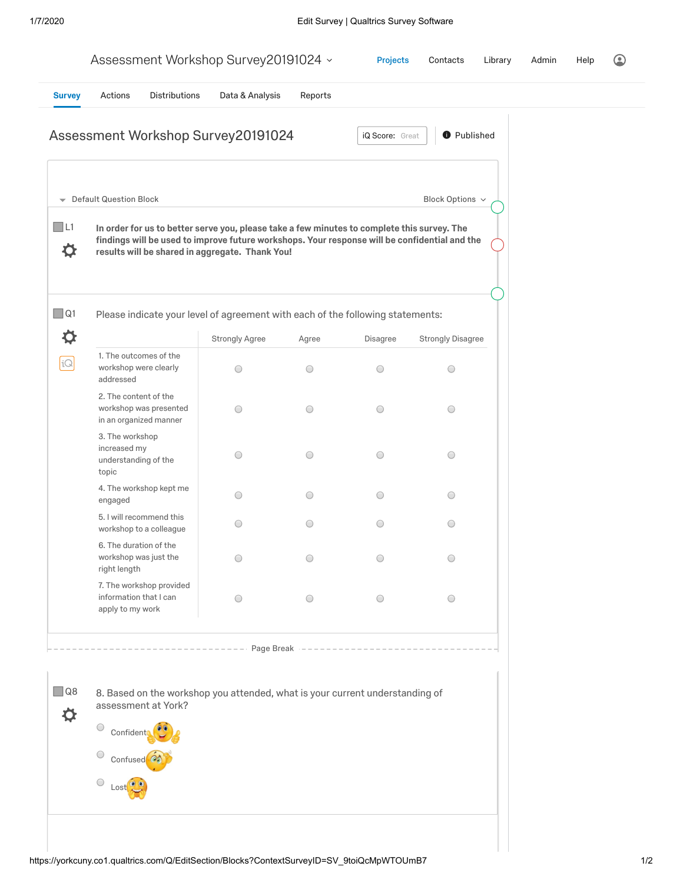# Assessment Workshop Survey20191024

Projects | Contacts | Library | Admin | Help

Survey | Actions | Distributions | Data & Analysis | Reports

## Assessment Workshop Survey20191024

iQ Score: Great | Published

Default Question Block | Block Options

**L1**

**In order for us to better serve you, please take a few minutes to complete this survey. The findings will be used to improve future workshops. Your response will be confidential and the results will be shared in aggregate. Thank You!**

**Q1**

Please indicate your level of agreement with each of the following statements:

| | Strongly Agree | Agree | Disagree | Strongly Disagree |
|---|---|---|---|---|
| 1. The outcomes of the workshop were clearly addressed | ○ | ○ | ○ | ○ |
| 2. The content of the workshop was presented in an organized manner | ○ | ○ | ○ | ○ |
| 3. The workshop increased my understanding of the topic | ○ | ○ | ○ | ○ |
| 4. The workshop kept me engaged | ○ | ○ | ○ | ○ |
| 5. I will recommend this workshop to a colleague | ○ | ○ | ○ | ○ |
| 6. The duration of the workshop was just the right length | ○ | ○ | ○ | ○ |
| 7. The workshop provided information that I can apply to my work | ○ | ○ | ○ | ○ |

Page Break

**Q8**

8. Based on the workshop you attended, what is your current understanding of assessment at York?

- ○ Confident
- ○ Confused
- ○ Lost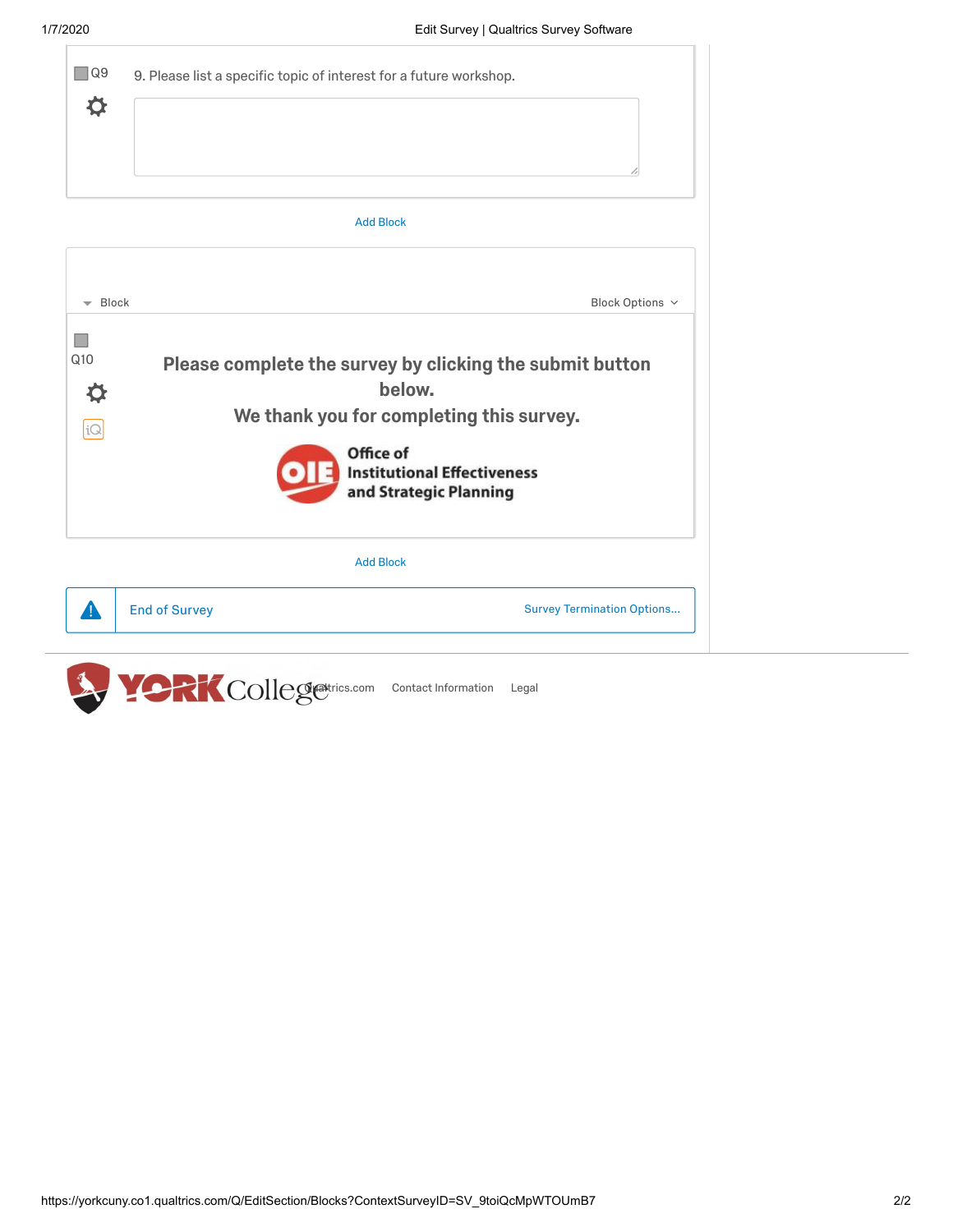Q9

9. Please list a specific topic of interest for a future workshop.

Add Block

Block

Block Options

Q10

**Please complete the survey by clicking the submit button below.**
**We thank you for completing this survey.**

Office of Institutional Effectiveness and Strategic Planning

Add Block

End of Survey

Survey Termination Options...

Qualtrics.com Contact Information Legal